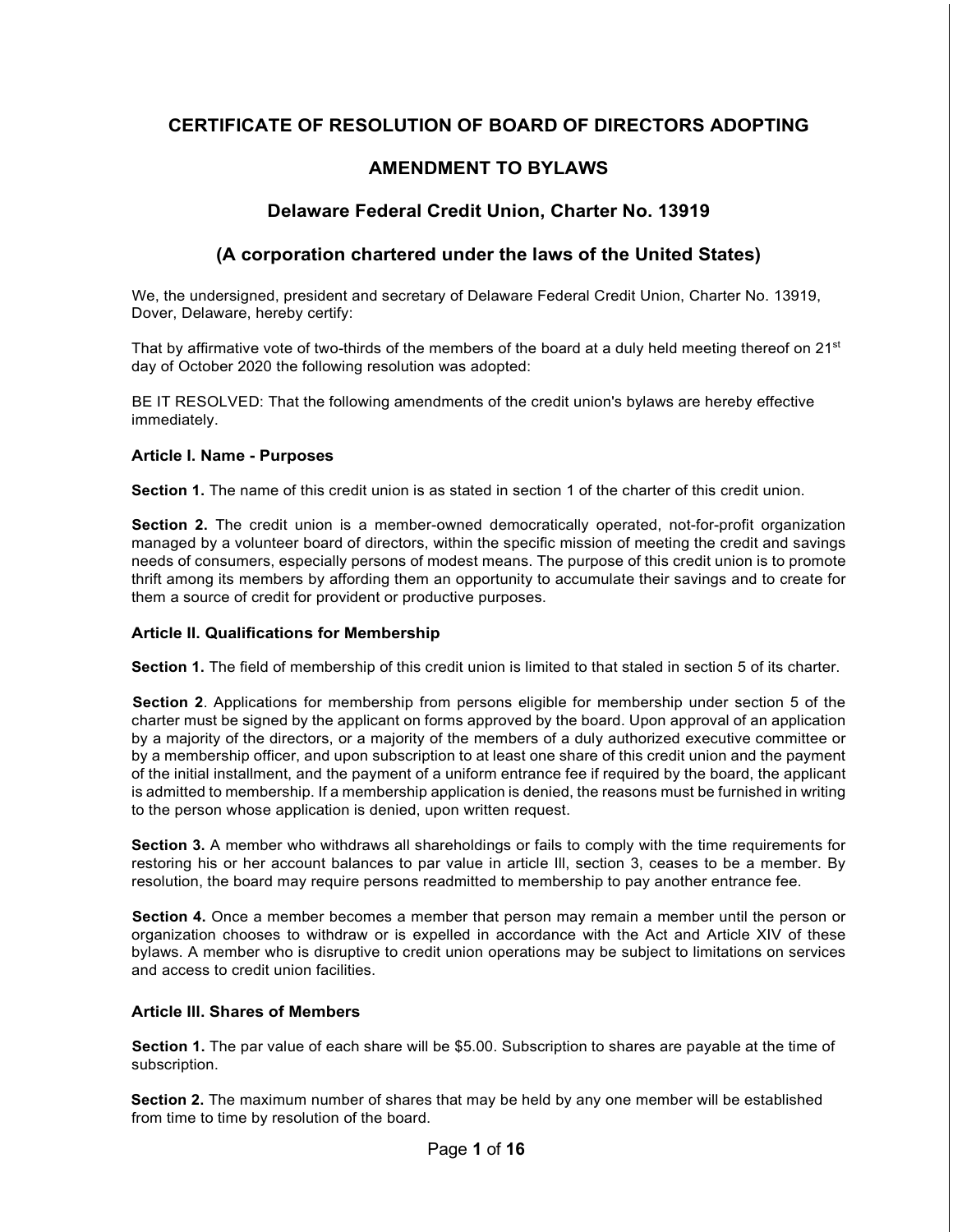# CERTIFICATE OF RESOLUTION OF BOARD OF DIRECTORS ADOPTING

# AMENDMENT TO BYLAWS

## Delaware Federal Credit Union, Charter No. 13919

## (A corporation chartered under the laws of the United States)

We, the undersigned, president and secretary of Delaware Federal Credit Union, Charter No. 13919, Dover, Delaware, hereby certify:

That by affirmative vote of two-thirds of the members of the board at a duly held meeting thereof on 21st day of October 2020 the following resolution was adopted:

BE IT RESOLVED: That the following amendments of the credit union's bylaws are hereby effective immediately.

### Article I. Name - Purposes

**Section 1.** The name of this credit union is as stated in section 1 of the charter of this credit union.

**Section 2.** The credit union is a member-owned democratically operated, not-for-profit organization managed by a volunteer board of directors, within the specific mission of meeting the credit and savings needs of consumers, especially persons of modest means. The purpose of this credit union is to promote thrift among its members by affording them an opportunity to accumulate their savings and to create for them a source of credit for provident or productive purposes.

### Article II. Qualifications for Membership

**Section 1.** The field of membership of this credit union is limited to that staled in section 5 of its charter.

**Section 2**. Applications for membership from persons eligible for membership under section 5 of the charter must be signed by the applicant on forms approved by the board. Upon approval of an application by a majority of the directors, or a majority of the members of a duly authorized executive committee or by a membership officer, and upon subscription to at least one share of this credit union and the payment of the initial installment, and the payment of a uniform entrance fee if required by the board, the applicant is admitted to membership. If a membership application is denied, the reasons must be furnished in writing to the person whose application is denied, upon written request.

**Section 3.** A member who withdraws all shareholdings or fails to comply with the time requirements for restoring his or her account balances to par value in article Ill, section 3, ceases to be a member. By resolution, the board may require persons readmitted to membership to pay another entrance fee.

**Section 4.** Once a member becomes a member that person may remain a member until the person or organization chooses to withdraw or is expelled in accordance with the Act and Article XIV of these bylaws. A member who is disruptive to credit union operations may be subject to limitations on services and access to credit union facilities.

### Article III. Shares of Members

**Section 1.** The par value of each share will be $5.00. Subscription to shares are payable at the time of subscription.

**Section 2.** The maximum number of shares that may be held by any one member will be established from time to time by resolution of the board.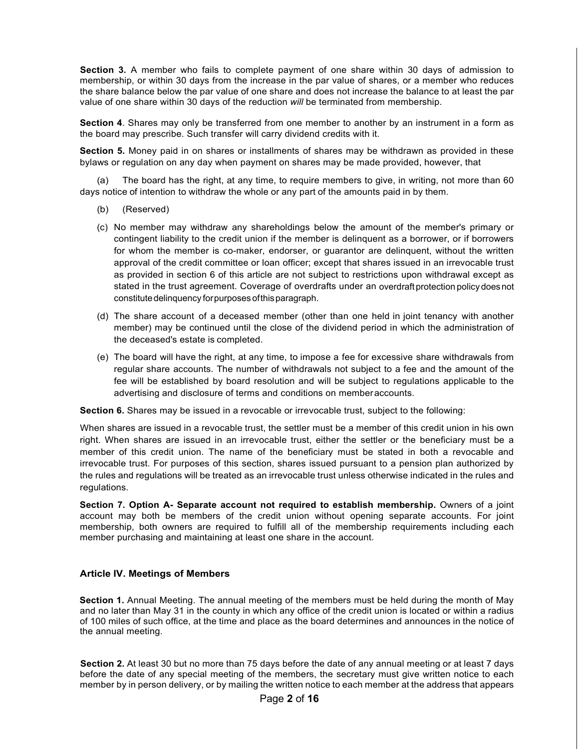**Section 3.** A member who fails to complete payment of one share within 30 days of admission to membership, or within 30 days from the increase in the par value of shares, or a member who reduces the share balance below the par value of one share and does not increase the balance to at least the par value of one share within 30 days of the reduction *will* be terminated from membership.

**Section 4**. Shares may only be transferred from one member to another by an instrument in a form as the board may prescribe. Such transfer will carry dividend credits with it.

**Section 5.** Money paid in on shares or installments of shares may be withdrawn as provided in these bylaws or regulation on any day when payment on shares may be made provided, however, that

(a) The board has the right, at any time, to require members to give, in writing, not more than 60 days notice of intention to withdraw the whole or any part of the amounts paid in by them.

(b) (Reserved)

(c) No member may withdraw any shareholdings below the amount of the member's primary or contingent liability to the credit union if the member is delinquent as a borrower, or if borrowers for whom the member is co-maker, endorser, or guarantor are delinquent, without the written approval of the credit committee or loan officer; except that shares issued in an irrevocable trust as provided in section 6 of this article are not subject to restrictions upon withdrawal except as stated in the trust agreement. Coverage of overdrafts under an overdraft protection policy does not constitute delinquency for purposes of this paragraph.

(d) The share account of a deceased member (other than one held in joint tenancy with another member) may be continued until the close of the dividend period in which the administration of the deceased's estate is completed.

(e) The board will have the right, at any time, to impose a fee for excessive share withdrawals from regular share accounts. The number of withdrawals not subject to a fee and the amount of the fee will be established by board resolution and will be subject to regulations applicable to the advertising and disclosure of terms and conditions on member accounts.

**Section 6.** Shares may be issued in a revocable or irrevocable trust, subject to the following:

When shares are issued in a revocable trust, the settler must be a member of this credit union in his own right. When shares are issued in an irrevocable trust, either the settler or the beneficiary must be a member of this credit union. The name of the beneficiary must be stated in both a revocable and irrevocable trust. For purposes of this section, shares issued pursuant to a pension plan authorized by the rules and regulations will be treated as an irrevocable trust unless otherwise indicated in the rules and regulations.

**Section 7. Option A- Separate account not required to establish membership.** Owners of a joint account may both be members of the credit union without opening separate accounts. For joint membership, both owners are required to fulfill all of the membership requirements including each member purchasing and maintaining at least one share in the account.

### Article IV. Meetings of Members

**Section 1.** Annual Meeting. The annual meeting of the members must be held during the month of May and no later than May 31 in the county in which any office of the credit union is located or within a radius of 100 miles of such office, at the time and place as the board determines and announces in the notice of the annual meeting.

**Section 2.** At least 30 but no more than 75 days before the date of any annual meeting or at least 7 days before the date of any special meeting of the members, the secretary must give written notice to each member by in person delivery, or by mailing the written notice to each member at the address that appears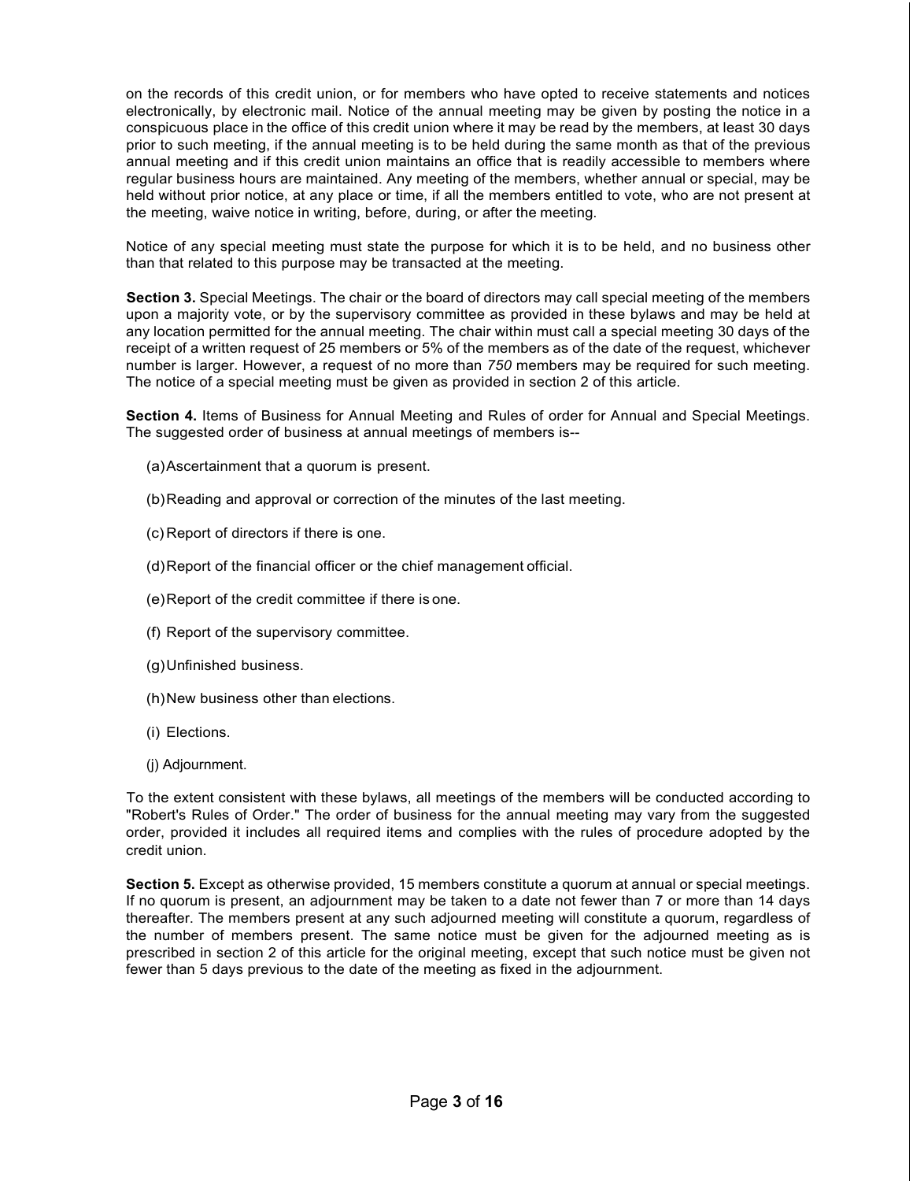on the records of this credit union, or for members who have opted to receive statements and notices electronically, by electronic mail. Notice of the annual meeting may be given by posting the notice in a conspicuous place in the office of this credit union where it may be read by the members, at least 30 days prior to such meeting, if the annual meeting is to be held during the same month as that of the previous annual meeting and if this credit union maintains an office that is readily accessible to members where regular business hours are maintained. Any meeting of the members, whether annual or special, may be held without prior notice, at any place or time, if all the members entitled to vote, who are not present at the meeting, waive notice in writing, before, during, or after the meeting.

Notice of any special meeting must state the purpose for which it is to be held, and no business other than that related to this purpose may be transacted at the meeting.

**Section 3.** Special Meetings. The chair or the board of directors may call special meeting of the members upon a majority vote, or by the supervisory committee as provided in these bylaws and may be held at any location permitted for the annual meeting. The chair within must call a special meeting 30 days of the receipt of a written request of 25 members or 5% of the members as of the date of the request, whichever number is larger. However, a request of no more than *750* members may be required for such meeting. The notice of a special meeting must be given as provided in section 2 of this article.

**Section 4.** Items of Business for Annual Meeting and Rules of order for Annual and Special Meetings. The suggested order of business at annual meetings of members is--

(a) Ascertainment that a quorum is present.

(b) Reading and approval or correction of the minutes of the last meeting.

(c) Report of directors if there is one.

(d) Report of the financial officer or the chief management official.

(e) Report of the credit committee if there is one.

(f) Report of the supervisory committee.

(g) Unfinished business.

(h) New business other than elections.

(i) Elections.

(j) Adjournment.

To the extent consistent with these bylaws, all meetings of the members will be conducted according to "Robert's Rules of Order." The order of business for the annual meeting may vary from the suggested order, provided it includes all required items and complies with the rules of procedure adopted by the credit union.

**Section 5.** Except as otherwise provided, 15 members constitute a quorum at annual or special meetings. If no quorum is present, an adjournment may be taken to a date not fewer than 7 or more than 14 days thereafter. The members present at any such adjourned meeting will constitute a quorum, regardless of the number of members present. The same notice must be given for the adjourned meeting as is prescribed in section 2 of this article for the original meeting, except that such notice must be given not fewer than 5 days previous to the date of the meeting as fixed in the adjournment.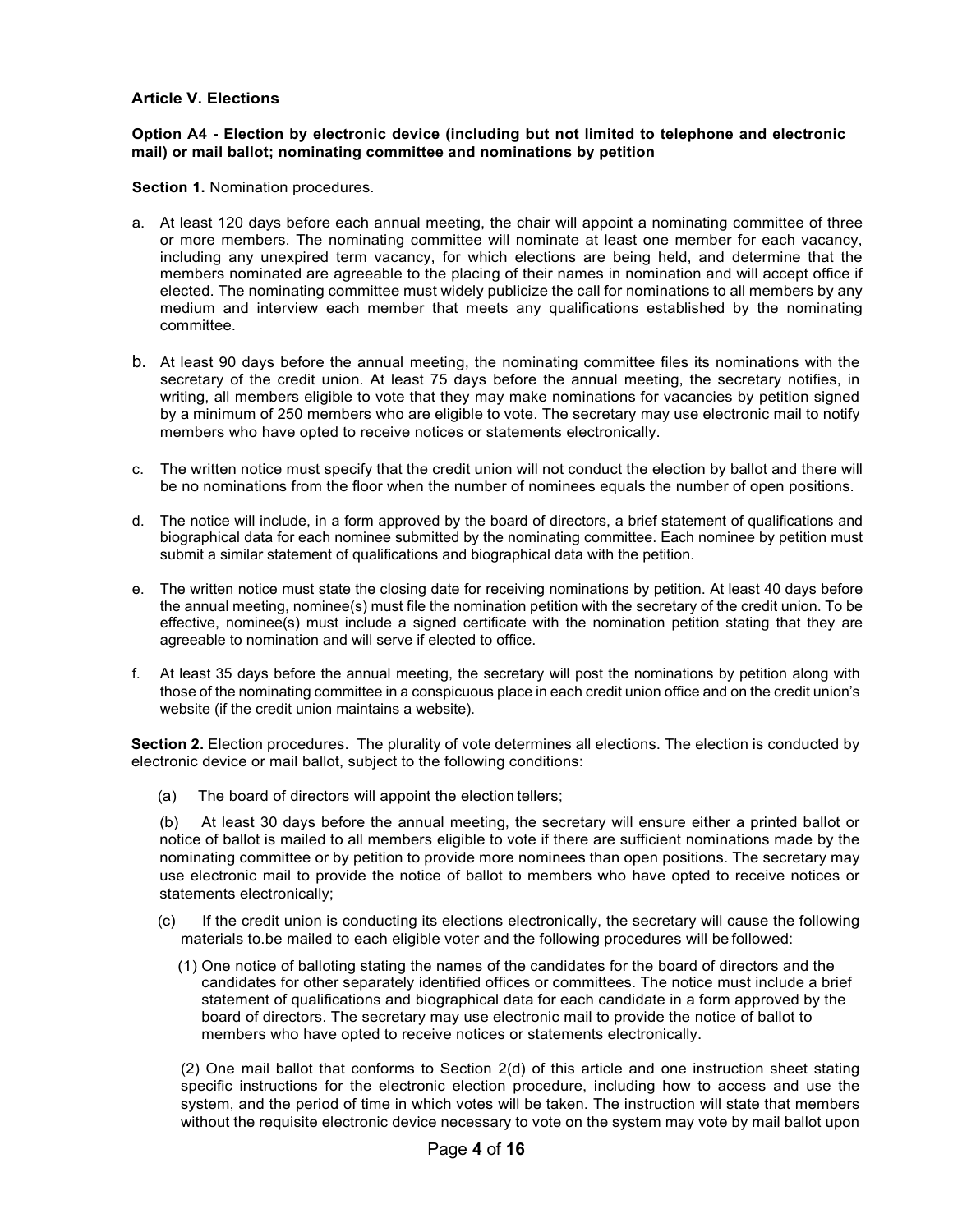### Article V. Elections

**Option A4 - Election by electronic device (including but not limited to telephone and electronic mail) or mail ballot; nominating committee and nominations by petition**

**Section 1.** Nomination procedures.

a. At least 120 days before each annual meeting, the chair will appoint a nominating committee of three or more members. The nominating committee will nominate at least one member for each vacancy, including any unexpired term vacancy, for which elections are being held, and determine that the members nominated are agreeable to the placing of their names in nomination and will accept office if elected. The nominating committee must widely publicize the call for nominations to all members by any medium and interview each member that meets any qualifications established by the nominating committee.

b. At least 90 days before the annual meeting, the nominating committee files its nominations with the secretary of the credit union. At least 75 days before the annual meeting, the secretary notifies, in writing, all members eligible to vote that they may make nominations for vacancies by petition signed by a minimum of 250 members who are eligible to vote. The secretary may use electronic mail to notify members who have opted to receive notices or statements electronically.

c. The written notice must specify that the credit union will not conduct the election by ballot and there will be no nominations from the floor when the number of nominees equals the number of open positions.

d. The notice will include, in a form approved by the board of directors, a brief statement of qualifications and biographical data for each nominee submitted by the nominating committee. Each nominee by petition must submit a similar statement of qualifications and biographical data with the petition.

e. The written notice must state the closing date for receiving nominations by petition. At least 40 days before the annual meeting, nominee(s) must file the nomination petition with the secretary of the credit union. To be effective, nominee(s) must include a signed certificate with the nomination petition stating that they are agreeable to nomination and will serve if elected to office.

f. At least 35 days before the annual meeting, the secretary will post the nominations by petition along with those of the nominating committee in a conspicuous place in each credit union office and on the credit union's website (if the credit union maintains a website).

**Section 2.** Election procedures. The plurality of vote determines all elections. The election is conducted by electronic device or mail ballot, subject to the following conditions:

(a) The board of directors will appoint the election tellers;

(b) At least 30 days before the annual meeting, the secretary will ensure either a printed ballot or notice of ballot is mailed to all members eligible to vote if there are sufficient nominations made by the nominating committee or by petition to provide more nominees than open positions. The secretary may use electronic mail to provide the notice of ballot to members who have opted to receive notices or statements electronically;

(c) If the credit union is conducting its elections electronically, the secretary will cause the following materials to.be mailed to each eligible voter and the following procedures will be followed:

(1) One notice of balloting stating the names of the candidates for the board of directors and the candidates for other separately identified offices or committees. The notice must include a brief statement of qualifications and biographical data for each candidate in a form approved by the board of directors. The secretary may use electronic mail to provide the notice of ballot to members who have opted to receive notices or statements electronically.

(2) One mail ballot that conforms to Section 2(d) of this article and one instruction sheet stating specific instructions for the electronic election procedure, including how to access and use the system, and the period of time in which votes will be taken. The instruction will state that members without the requisite electronic device necessary to vote on the system may vote by mail ballot upon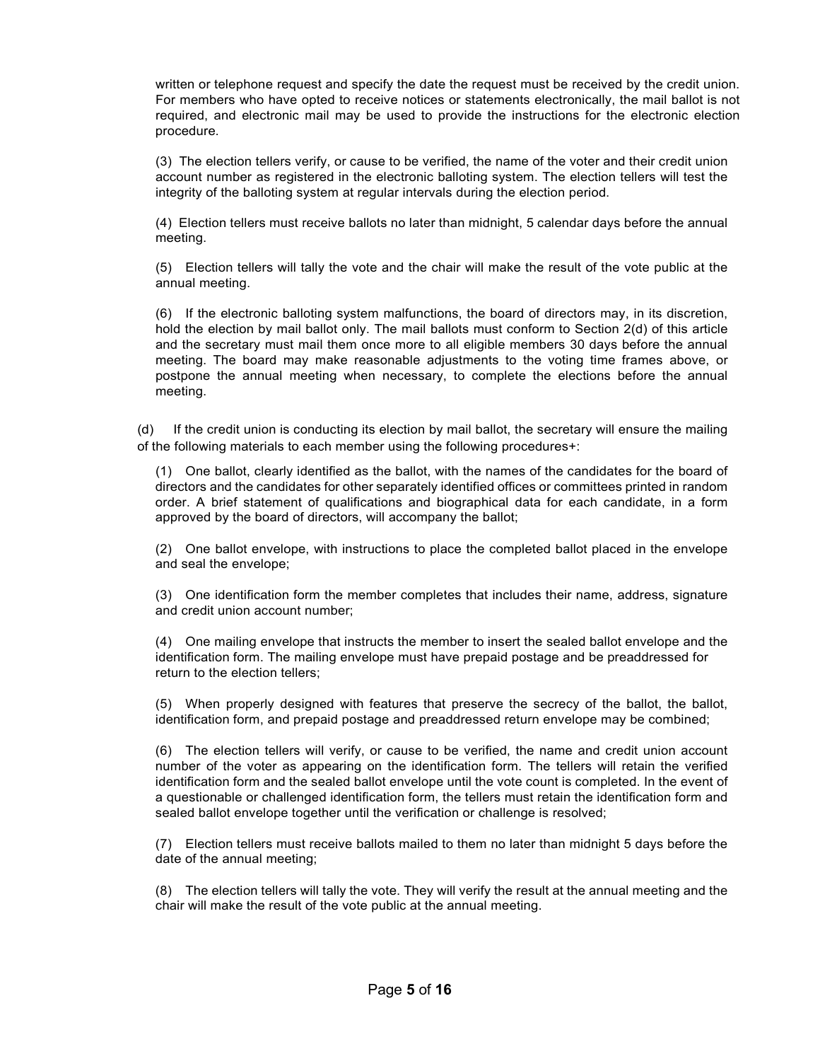written or telephone request and specify the date the request must be received by the credit union. For members who have opted to receive notices or statements electronically, the mail ballot is not required, and electronic mail may be used to provide the instructions for the electronic election procedure.

(3) The election tellers verify, or cause to be verified, the name of the voter and their credit union account number as registered in the electronic balloting system. The election tellers will test the integrity of the balloting system at regular intervals during the election period.

(4) Election tellers must receive ballots no later than midnight, 5 calendar days before the annual meeting.

(5) Election tellers will tally the vote and the chair will make the result of the vote public at the annual meeting.

(6) If the electronic balloting system malfunctions, the board of directors may, in its discretion, hold the election by mail ballot only. The mail ballots must conform to Section 2(d) of this article and the secretary must mail them once more to all eligible members 30 days before the annual meeting. The board may make reasonable adjustments to the voting time frames above, or postpone the annual meeting when necessary, to complete the elections before the annual meeting.

(d) If the credit union is conducting its election by mail ballot, the secretary will ensure the mailing of the following materials to each member using the following procedures+:

(1) One ballot, clearly identified as the ballot, with the names of the candidates for the board of directors and the candidates for other separately identified offices or committees printed in random order. A brief statement of qualifications and biographical data for each candidate, in a form approved by the board of directors, will accompany the ballot;

(2) One ballot envelope, with instructions to place the completed ballot placed in the envelope and seal the envelope;

(3) One identification form the member completes that includes their name, address, signature and credit union account number;

(4) One mailing envelope that instructs the member to insert the sealed ballot envelope and the identification form. The mailing envelope must have prepaid postage and be preaddressed for return to the election tellers;

(5) When properly designed with features that preserve the secrecy of the ballot, the ballot, identification form, and prepaid postage and preaddressed return envelope may be combined;

(6) The election tellers will verify, or cause to be verified, the name and credit union account number of the voter as appearing on the identification form. The tellers will retain the verified identification form and the sealed ballot envelope until the vote count is completed. In the event of a questionable or challenged identification form, the tellers must retain the identification form and sealed ballot envelope together until the verification or challenge is resolved;

(7) Election tellers must receive ballots mailed to them no later than midnight 5 days before the date of the annual meeting;

(8) The election tellers will tally the vote. They will verify the result at the annual meeting and the chair will make the result of the vote public at the annual meeting.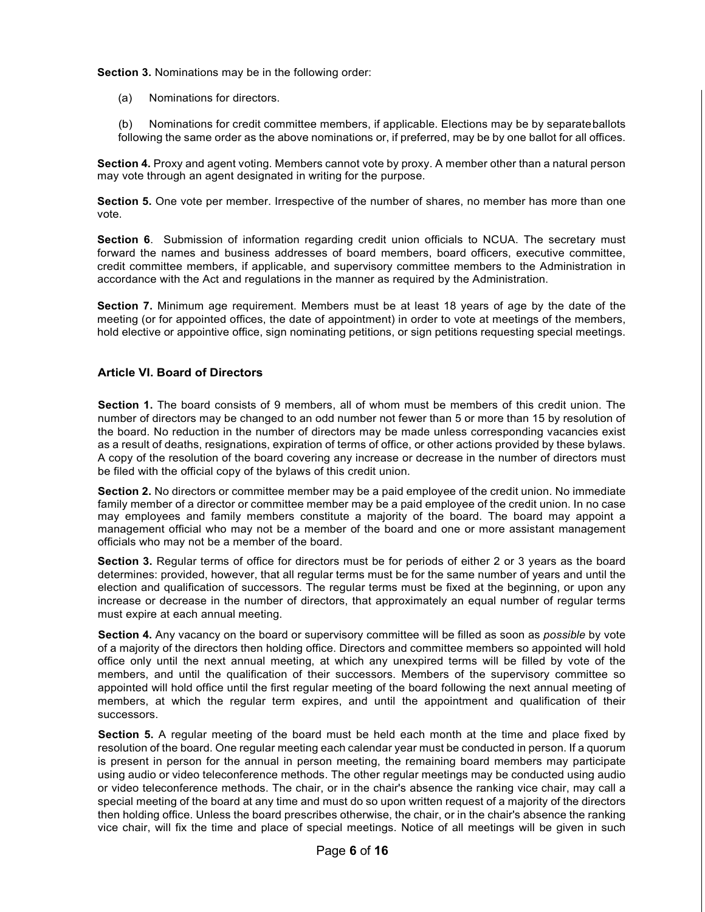**Section 3.** Nominations may be in the following order:

(a) Nominations for directors.

(b) Nominations for credit committee members, if applicable. Elections may be by separate ballots following the same order as the above nominations or, if preferred, may be by one ballot for all offices.

**Section 4.** Proxy and agent voting. Members cannot vote by proxy. A member other than a natural person may vote through an agent designated in writing for the purpose.

**Section 5.** One vote per member. Irrespective of the number of shares, no member has more than one vote.

**Section 6**. Submission of information regarding credit union officials to NCUA. The secretary must forward the names and business addresses of board members, board officers, executive committee, credit committee members, if applicable, and supervisory committee members to the Administration in accordance with the Act and regulations in the manner as required by the Administration.

**Section 7.** Minimum age requirement. Members must be at least 18 years of age by the date of the meeting (or for appointed offices, the date of appointment) in order to vote at meetings of the members, hold elective or appointive office, sign nominating petitions, or sign petitions requesting special meetings.

## Article VI. Board of Directors

**Section 1.** The board consists of 9 members, all of whom must be members of this credit union. The number of directors may be changed to an odd number not fewer than 5 or more than 15 by resolution of the board. No reduction in the number of directors may be made unless corresponding vacancies exist as a result of deaths, resignations, expiration of terms of office, or other actions provided by these bylaws. A copy of the resolution of the board covering any increase or decrease in the number of directors must be filed with the official copy of the bylaws of this credit union.

**Section 2.** No directors or committee member may be a paid employee of the credit union. No immediate family member of a director or committee member may be a paid employee of the credit union. In no case may employees and family members constitute a majority of the board. The board may appoint a management official who may not be a member of the board and one or more assistant management officials who may not be a member of the board.

**Section 3.** Regular terms of office for directors must be for periods of either 2 or 3 years as the board determines: provided, however, that all regular terms must be for the same number of years and until the election and qualification of successors. The regular terms must be fixed at the beginning, or upon any increase or decrease in the number of directors, that approximately an equal number of regular terms must expire at each annual meeting.

**Section 4.** Any vacancy on the board or supervisory committee will be filled as soon as *possible* by vote of a majority of the directors then holding office. Directors and committee members so appointed will hold office only until the next annual meeting, at which any unexpired terms will be filled by vote of the members, and until the qualification of their successors. Members of the supervisory committee so appointed will hold office until the first regular meeting of the board following the next annual meeting of members, at which the regular term expires, and until the appointment and qualification of their successors.

**Section 5.** A regular meeting of the board must be held each month at the time and place fixed by resolution of the board. One regular meeting each calendar year must be conducted in person. If a quorum is present in person for the annual in person meeting, the remaining board members may participate using audio or video teleconference methods. The other regular meetings may be conducted using audio or video teleconference methods. The chair, or in the chair's absence the ranking vice chair, may call a special meeting of the board at any time and must do so upon written request of a majority of the directors then holding office. Unless the board prescribes otherwise, the chair, or in the chair's absence the ranking vice chair, will fix the time and place of special meetings. Notice of all meetings will be given in such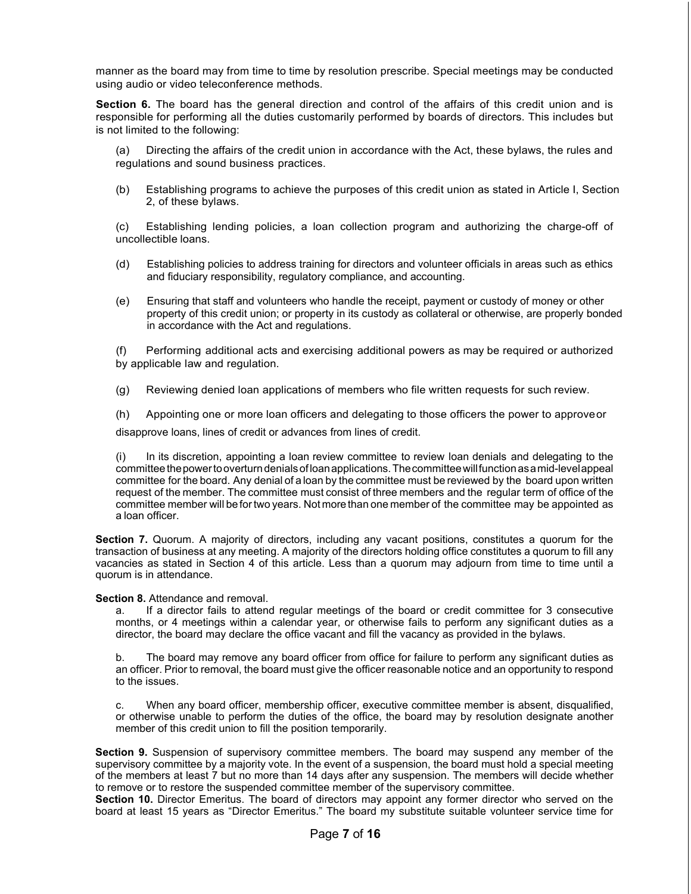manner as the board may from time to time by resolution prescribe. Special meetings may be conducted using audio or video teleconference methods.

**Section 6.** The board has the general direction and control of the affairs of this credit union and is responsible for performing all the duties customarily performed by boards of directors. This includes but is not limited to the following:

(a) Directing the affairs of the credit union in accordance with the Act, these bylaws, the rules and regulations and sound business practices.

(b) Establishing programs to achieve the purposes of this credit union as stated in Article I, Section 2, of these bylaws.

(c) Establishing lending policies, a loan collection program and authorizing the charge-off of uncollectible loans.

(d) Establishing policies to address training for directors and volunteer officials in areas such as ethics and fiduciary responsibility, regulatory compliance, and accounting.

(e) Ensuring that staff and volunteers who handle the receipt, payment or custody of money or other property of this credit union; or property in its custody as collateral or otherwise, are properly bonded in accordance with the Act and regulations.

(f) Performing additional acts and exercising additional powers as may be required or authorized by applicable law and regulation.

(g) Reviewing denied loan applications of members who file written requests for such review.

(h) Appointing one or more loan officers and delegating to those officers the power to approve or disapprove loans, lines of credit or advances from lines of credit.

(i) In its discretion, appointing a loan review committee to review loan denials and delegating to the committee the power to overturn denials of loan applications. The committee will function as a mid-level appeal committee for the board. Any denial of a loan by the committee must be reviewed by the board upon written request of the member. The committee must consist of three members and the regular term of office of the committee member will be for two years. Not more than one member of the committee may be appointed as a loan officer.

**Section 7.** Quorum. A majority of directors, including any vacant positions, constitutes a quorum for the transaction of business at any meeting. A majority of the directors holding office constitutes a quorum to fill any vacancies as stated in Section 4 of this article. Less than a quorum may adjourn from time to time until a quorum is in attendance.

**Section 8.** Attendance and removal.

a. If a director fails to attend regular meetings of the board or credit committee for 3 consecutive months, or 4 meetings within a calendar year, or otherwise fails to perform any significant duties as a director, the board may declare the office vacant and fill the vacancy as provided in the bylaws.

b. The board may remove any board officer from office for failure to perform any significant duties as an officer. Prior to removal, the board must give the officer reasonable notice and an opportunity to respond to the issues.

c. When any board officer, membership officer, executive committee member is absent, disqualified, or otherwise unable to perform the duties of the office, the board may by resolution designate another member of this credit union to fill the position temporarily.

**Section 9.** Suspension of supervisory committee members. The board may suspend any member of the supervisory committee by a majority vote. In the event of a suspension, the board must hold a special meeting of the members at least 7 but no more than 14 days after any suspension. The members will decide whether to remove or to restore the suspended committee member of the supervisory committee.

**Section 10.** Director Emeritus. The board of directors may appoint any former director who served on the board at least 15 years as "Director Emeritus." The board my substitute suitable volunteer service time for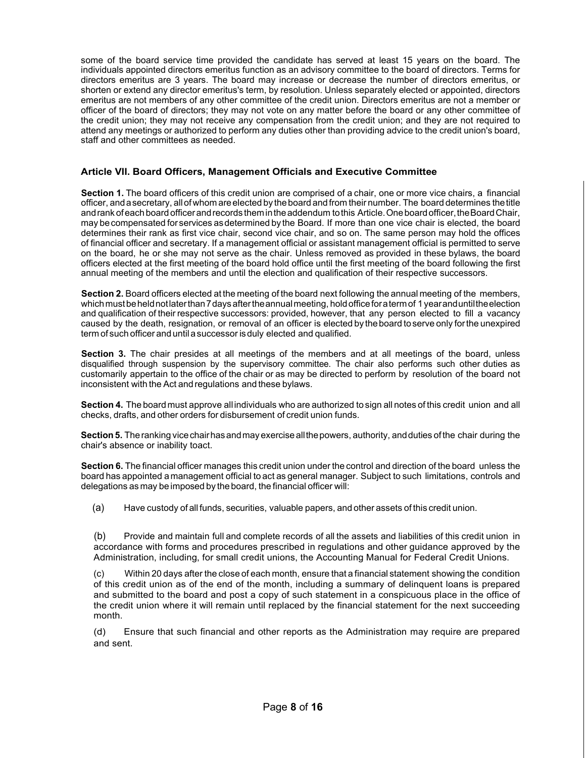some of the board service time provided the candidate has served at least 15 years on the board. The individuals appointed directors emeritus function as an advisory committee to the board of directors. Terms for directors emeritus are 3 years. The board may increase or decrease the number of directors emeritus, or shorten or extend any director emeritus's term, by resolution. Unless separately elected or appointed, directors emeritus are not members of any other committee of the credit union. Directors emeritus are not a member or officer of the board of directors; they may not vote on any matter before the board or any other committee of the credit union; they may not receive any compensation from the credit union; and they are not required to attend any meetings or authorized to perform any duties other than providing advice to the credit union's board, staff and other committees as needed.

## Article VII. Board Officers, Management Officials and Executive Committee

**Section 1.** The board officers of this credit union are comprised of a chair, one or more vice chairs, a financial officer, and a secretary, all of whom are elected by the board and from their number. The board determines the title and rank of each board officer and records them in the addendum to this Article. One board officer, the Board Chair, may be compensated for services as determined by the Board. If more than one vice chair is elected, the board determines their rank as first vice chair, second vice chair, and so on. The same person may hold the offices of financial officer and secretary. If a management official or assistant management official is permitted to serve on the board, he or she may not serve as the chair. Unless removed as provided in these bylaws, the board officers elected at the first meeting of the board hold office until the first meeting of the board following the first annual meeting of the members and until the election and qualification of their respective successors.

**Section 2.** Board officers elected at the meeting of the board next following the annual meeting of the members, which must be held not later than 7 days after the annual meeting, hold office for a term of 1 year and until the election and qualification of their respective successors: provided, however, that any person elected to fill a vacancy caused by the death, resignation, or removal of an officer is elected by the board to serve only for the unexpired term of such officer and until a successor is duly elected and qualified.

**Section 3.** The chair presides at all meetings of the members and at all meetings of the board, unless disqualified through suspension by the supervisory committee. The chair also performs such other duties as customarily appertain to the office of the chair or as may be directed to perform by resolution of the board not inconsistent with the Act and regulations and these bylaws.

**Section 4.** The board must approve all individuals who are authorized to sign all notes of this credit union and all checks, drafts, and other orders for disbursement of credit union funds.

**Section 5.** The ranking vice chair has and may exercise all the powers, authority, and duties of the chair during the chair's absence or inability to act.

**Section 6.** The financial officer manages this credit union under the control and direction of the board unless the board has appointed a management official to act as general manager. Subject to such limitations, controls and delegations as may be imposed by the board, the financial officer will:

(a) Have custody of all funds, securities, valuable papers, and other assets of this credit union.

(b) Provide and maintain full and complete records of all the assets and liabilities of this credit union in accordance with forms and procedures prescribed in regulations and other guidance approved by the Administration, including, for small credit unions, the Accounting Manual for Federal Credit Unions.

(c) Within 20 days after the close of each month, ensure that a financial statement showing the condition of this credit union as of the end of the month, including a summary of delinquent loans is prepared and submitted to the board and post a copy of such statement in a conspicuous place in the office of the credit union where it will remain until replaced by the financial statement for the next succeeding month.

(d) Ensure that such financial and other reports as the Administration may require are prepared and sent.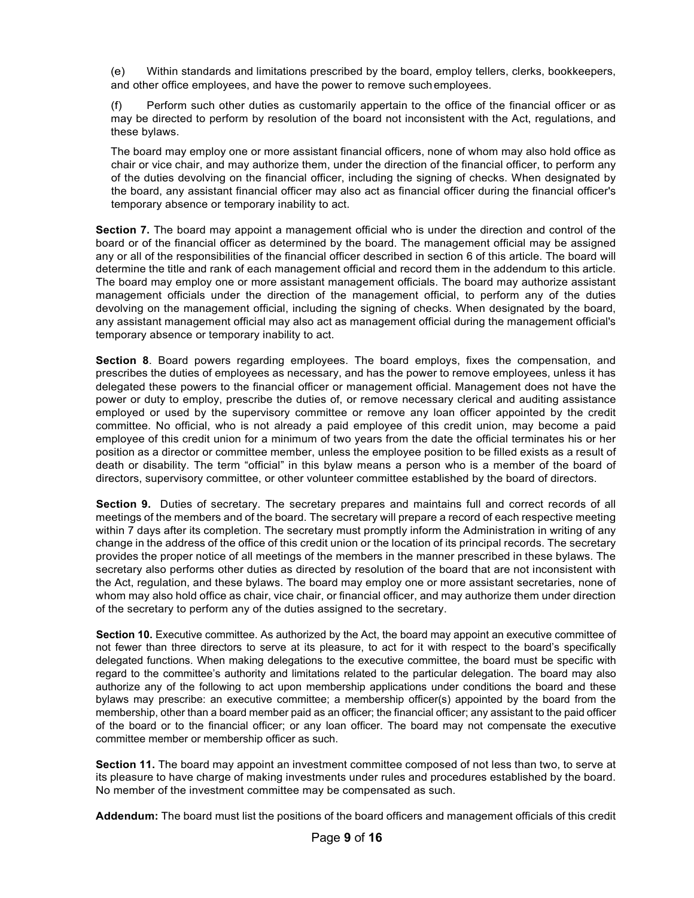(e) Within standards and limitations prescribed by the board, employ tellers, clerks, bookkeepers, and other office employees, and have the power to remove such employees.

(f) Perform such other duties as customarily appertain to the office of the financial officer or as may be directed to perform by resolution of the board not inconsistent with the Act, regulations, and these bylaws.

The board may employ one or more assistant financial officers, none of whom may also hold office as chair or vice chair, and may authorize them, under the direction of the financial officer, to perform any of the duties devolving on the financial officer, including the signing of checks. When designated by the board, any assistant financial officer may also act as financial officer during the financial officer's temporary absence or temporary inability to act.

**Section 7.** The board may appoint a management official who is under the direction and control of the board or of the financial officer as determined by the board. The management official may be assigned any or all of the responsibilities of the financial officer described in section 6 of this article. The board will determine the title and rank of each management official and record them in the addendum to this article. The board may employ one or more assistant management officials. The board may authorize assistant management officials under the direction of the management official, to perform any of the duties devolving on the management official, including the signing of checks. When designated by the board, any assistant management official may also act as management official during the management official's temporary absence or temporary inability to act.

**Section 8**. Board powers regarding employees. The board employs, fixes the compensation, and prescribes the duties of employees as necessary, and has the power to remove employees, unless it has delegated these powers to the financial officer or management official. Management does not have the power or duty to employ, prescribe the duties of, or remove necessary clerical and auditing assistance employed or used by the supervisory committee or remove any loan officer appointed by the credit committee. No official, who is not already a paid employee of this credit union, may become a paid employee of this credit union for a minimum of two years from the date the official terminates his or her position as a director or committee member, unless the employee position to be filled exists as a result of death or disability. The term “official” in this bylaw means a person who is a member of the board of directors, supervisory committee, or other volunteer committee established by the board of directors.

**Section 9.** Duties of secretary. The secretary prepares and maintains full and correct records of all meetings of the members and of the board. The secretary will prepare a record of each respective meeting within 7 days after its completion. The secretary must promptly inform the Administration in writing of any change in the address of the office of this credit union or the location of its principal records. The secretary provides the proper notice of all meetings of the members in the manner prescribed in these bylaws. The secretary also performs other duties as directed by resolution of the board that are not inconsistent with the Act, regulation, and these bylaws. The board may employ one or more assistant secretaries, none of whom may also hold office as chair, vice chair, or financial officer, and may authorize them under direction of the secretary to perform any of the duties assigned to the secretary.

**Section 10.** Executive committee. As authorized by the Act, the board may appoint an executive committee of not fewer than three directors to serve at its pleasure, to act for it with respect to the board’s specifically delegated functions. When making delegations to the executive committee, the board must be specific with regard to the committee’s authority and limitations related to the particular delegation. The board may also authorize any of the following to act upon membership applications under conditions the board and these bylaws may prescribe: an executive committee; a membership officer(s) appointed by the board from the membership, other than a board member paid as an officer; the financial officer; any assistant to the paid officer of the board or to the financial officer; or any loan officer. The board may not compensate the executive committee member or membership officer as such.

**Section 11.** The board may appoint an investment committee composed of not less than two, to serve at its pleasure to have charge of making investments under rules and procedures established by the board. No member of the investment committee may be compensated as such.

**Addendum:** The board must list the positions of the board officers and management officials of this credit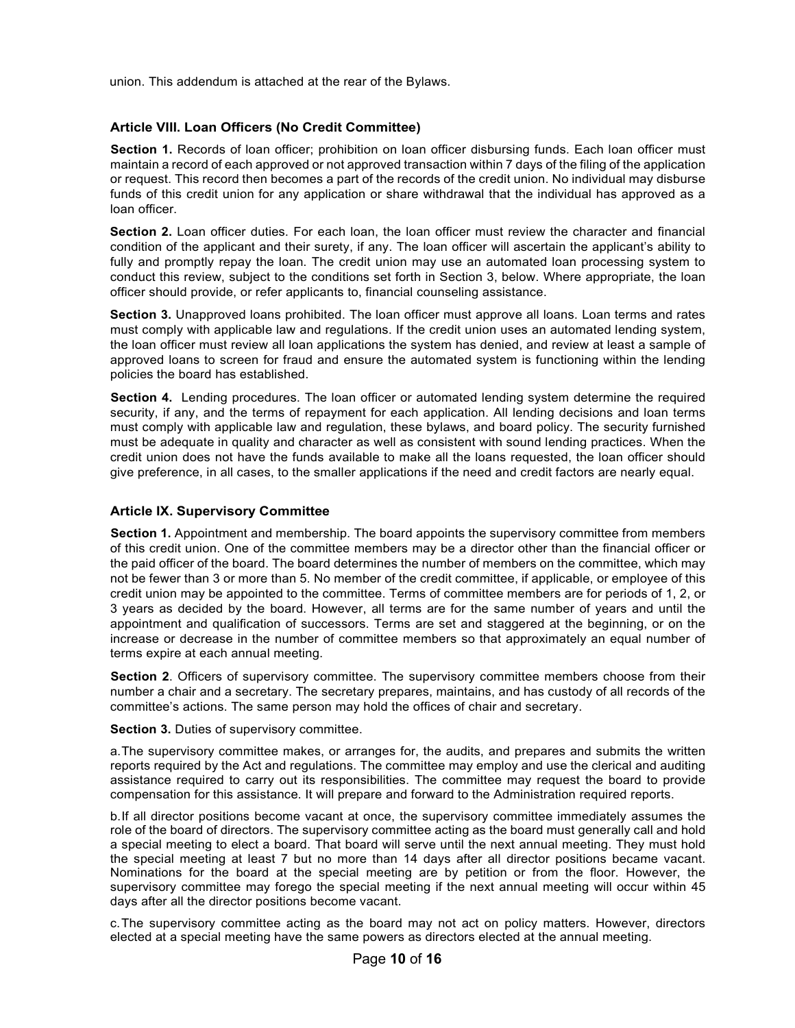union. This addendum is attached at the rear of the Bylaws.

### Article VIII. Loan Officers (No Credit Committee)

**Section 1.** Records of loan officer; prohibition on loan officer disbursing funds. Each loan officer must maintain a record of each approved or not approved transaction within 7 days of the filing of the application or request. This record then becomes a part of the records of the credit union. No individual may disburse funds of this credit union for any application or share withdrawal that the individual has approved as a loan officer.

**Section 2.** Loan officer duties. For each loan, the loan officer must review the character and financial condition of the applicant and their surety, if any. The loan officer will ascertain the applicant's ability to fully and promptly repay the loan. The credit union may use an automated loan processing system to conduct this review, subject to the conditions set forth in Section 3, below. Where appropriate, the loan officer should provide, or refer applicants to, financial counseling assistance.

**Section 3.** Unapproved loans prohibited. The loan officer must approve all loans. Loan terms and rates must comply with applicable law and regulations. If the credit union uses an automated lending system, the loan officer must review all loan applications the system has denied, and review at least a sample of approved loans to screen for fraud and ensure the automated system is functioning within the lending policies the board has established.

**Section 4.** Lending procedures. The loan officer or automated lending system determine the required security, if any, and the terms of repayment for each application. All lending decisions and loan terms must comply with applicable law and regulation, these bylaws, and board policy. The security furnished must be adequate in quality and character as well as consistent with sound lending practices. When the credit union does not have the funds available to make all the loans requested, the loan officer should give preference, in all cases, to the smaller applications if the need and credit factors are nearly equal.

### Article IX. Supervisory Committee

**Section 1.** Appointment and membership. The board appoints the supervisory committee from members of this credit union. One of the committee members may be a director other than the financial officer or the paid officer of the board. The board determines the number of members on the committee, which may not be fewer than 3 or more than 5. No member of the credit committee, if applicable, or employee of this credit union may be appointed to the committee. Terms of committee members are for periods of 1, 2, or 3 years as decided by the board. However, all terms are for the same number of years and until the appointment and qualification of successors. Terms are set and staggered at the beginning, or on the increase or decrease in the number of committee members so that approximately an equal number of terms expire at each annual meeting.

**Section 2**. Officers of supervisory committee. The supervisory committee members choose from their number a chair and a secretary. The secretary prepares, maintains, and has custody of all records of the committee's actions. The same person may hold the offices of chair and secretary.

**Section 3.** Duties of supervisory committee.

a. The supervisory committee makes, or arranges for, the audits, and prepares and submits the written reports required by the Act and regulations. The committee may employ and use the clerical and auditing assistance required to carry out its responsibilities. The committee may request the board to provide compensation for this assistance. It will prepare and forward to the Administration required reports.

b. If all director positions become vacant at once, the supervisory committee immediately assumes the role of the board of directors. The supervisory committee acting as the board must generally call and hold a special meeting to elect a board. That board will serve until the next annual meeting. They must hold the special meeting at least 7 but no more than 14 days after all director positions became vacant. Nominations for the board at the special meeting are by petition or from the floor. However, the supervisory committee may forego the special meeting if the next annual meeting will occur within 45 days after all the director positions become vacant.

c. The supervisory committee acting as the board may not act on policy matters. However, directors elected at a special meeting have the same powers as directors elected at the annual meeting.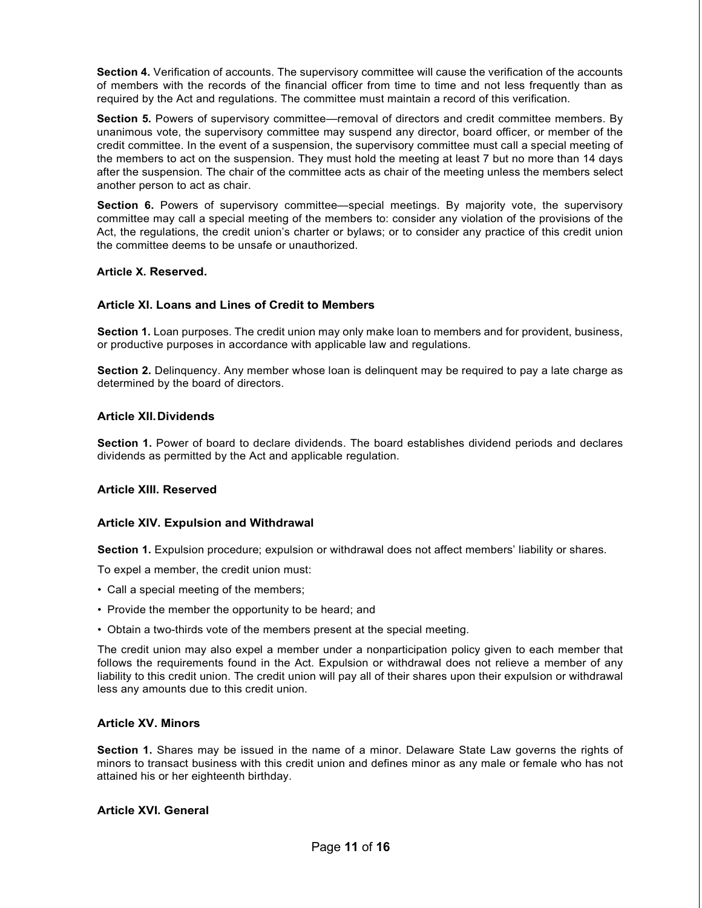**Section 4.** Verification of accounts. The supervisory committee will cause the verification of the accounts of members with the records of the financial officer from time to time and not less frequently than as required by the Act and regulations. The committee must maintain a record of this verification.

**Section 5.** Powers of supervisory committee—removal of directors and credit committee members. By unanimous vote, the supervisory committee may suspend any director, board officer, or member of the credit committee. In the event of a suspension, the supervisory committee must call a special meeting of the members to act on the suspension. They must hold the meeting at least 7 but no more than 14 days after the suspension. The chair of the committee acts as chair of the meeting unless the members select another person to act as chair.

**Section 6.** Powers of supervisory committee—special meetings. By majority vote, the supervisory committee may call a special meeting of the members to: consider any violation of the provisions of the Act, the regulations, the credit union's charter or bylaws; or to consider any practice of this credit union the committee deems to be unsafe or unauthorized.

### Article X. Reserved.

### Article XI. Loans and Lines of Credit to Members

**Section 1.** Loan purposes. The credit union may only make loan to members and for provident, business, or productive purposes in accordance with applicable law and regulations.

**Section 2.** Delinquency. Any member whose loan is delinquent may be required to pay a late charge as determined by the board of directors.

### Article XII. Dividends

**Section 1.** Power of board to declare dividends. The board establishes dividend periods and declares dividends as permitted by the Act and applicable regulation.

### Article XIII. Reserved

### Article XIV. Expulsion and Withdrawal

**Section 1.** Expulsion procedure; expulsion or withdrawal does not affect members' liability or shares.

To expel a member, the credit union must:

- Call a special meeting of the members;
- Provide the member the opportunity to be heard; and
- Obtain a two-thirds vote of the members present at the special meeting.

The credit union may also expel a member under a nonparticipation policy given to each member that follows the requirements found in the Act. Expulsion or withdrawal does not relieve a member of any liability to this credit union. The credit union will pay all of their shares upon their expulsion or withdrawal less any amounts due to this credit union.

### Article XV. Minors

**Section 1.** Shares may be issued in the name of a minor. Delaware State Law governs the rights of minors to transact business with this credit union and defines minor as any male or female who has not attained his or her eighteenth birthday.

### Article XVI. General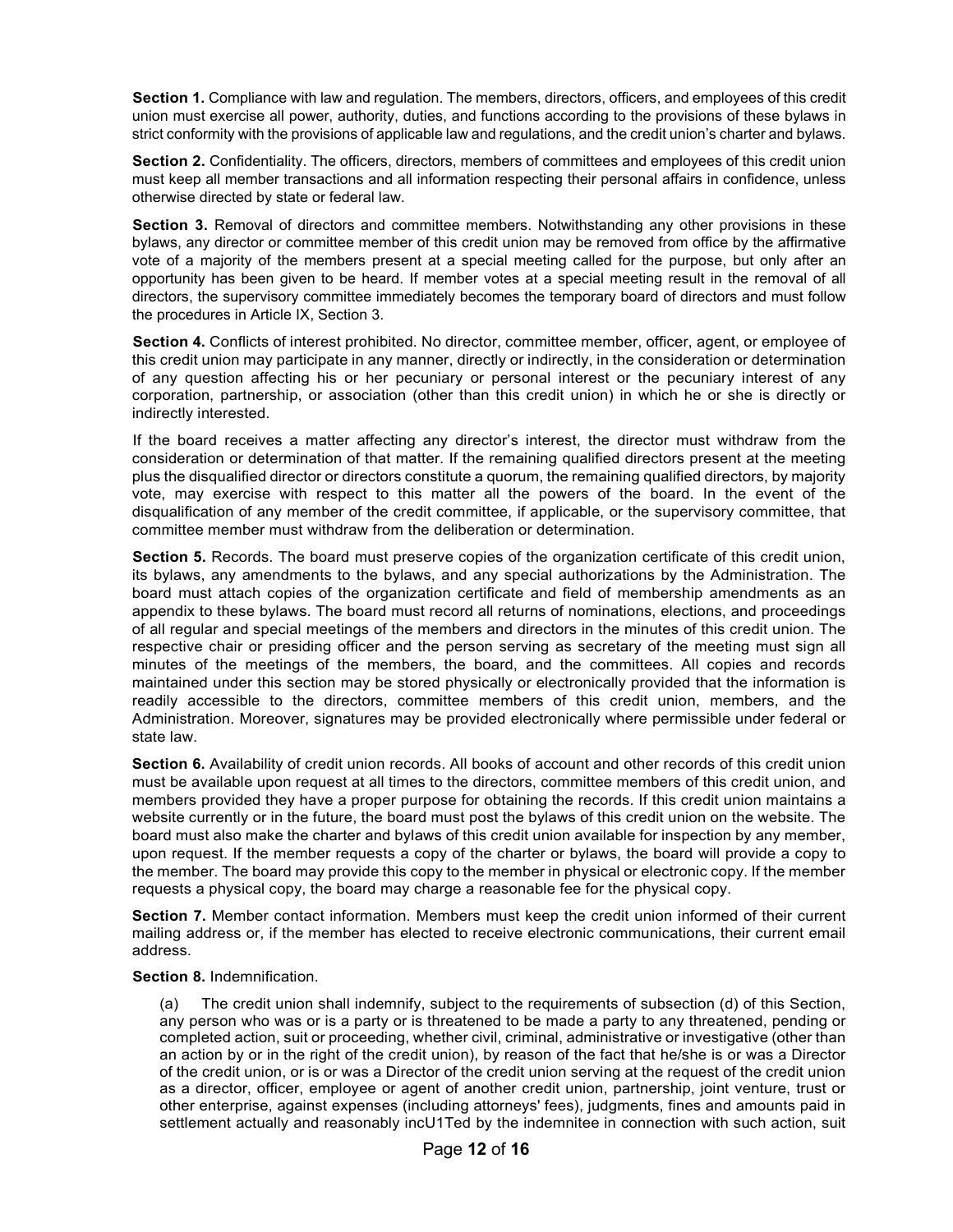**Section 1.** Compliance with law and regulation. The members, directors, officers, and employees of this credit union must exercise all power, authority, duties, and functions according to the provisions of these bylaws in strict conformity with the provisions of applicable law and regulations, and the credit union's charter and bylaws.

**Section 2.** Confidentiality. The officers, directors, members of committees and employees of this credit union must keep all member transactions and all information respecting their personal affairs in confidence, unless otherwise directed by state or federal law.

**Section 3.** Removal of directors and committee members. Notwithstanding any other provisions in these bylaws, any director or committee member of this credit union may be removed from office by the affirmative vote of a majority of the members present at a special meeting called for the purpose, but only after an opportunity has been given to be heard. If member votes at a special meeting result in the removal of all directors, the supervisory committee immediately becomes the temporary board of directors and must follow the procedures in Article IX, Section 3.

**Section 4.** Conflicts of interest prohibited. No director, committee member, officer, agent, or employee of this credit union may participate in any manner, directly or indirectly, in the consideration or determination of any question affecting his or her pecuniary or personal interest or the pecuniary interest of any corporation, partnership, or association (other than this credit union) in which he or she is directly or indirectly interested.

If the board receives a matter affecting any director's interest, the director must withdraw from the consideration or determination of that matter. If the remaining qualified directors present at the meeting plus the disqualified director or directors constitute a quorum, the remaining qualified directors, by majority vote, may exercise with respect to this matter all the powers of the board. In the event of the disqualification of any member of the credit committee, if applicable, or the supervisory committee, that committee member must withdraw from the deliberation or determination.

**Section 5.** Records. The board must preserve copies of the organization certificate of this credit union, its bylaws, any amendments to the bylaws, and any special authorizations by the Administration. The board must attach copies of the organization certificate and field of membership amendments as an appendix to these bylaws. The board must record all returns of nominations, elections, and proceedings of all regular and special meetings of the members and directors in the minutes of this credit union. The respective chair or presiding officer and the person serving as secretary of the meeting must sign all minutes of the meetings of the members, the board, and the committees. All copies and records maintained under this section may be stored physically or electronically provided that the information is readily accessible to the directors, committee members of this credit union, members, and the Administration. Moreover, signatures may be provided electronically where permissible under federal or state law.

**Section 6.** Availability of credit union records. All books of account and other records of this credit union must be available upon request at all times to the directors, committee members of this credit union, and members provided they have a proper purpose for obtaining the records. If this credit union maintains a website currently or in the future, the board must post the bylaws of this credit union on the website. The board must also make the charter and bylaws of this credit union available for inspection by any member, upon request. If the member requests a copy of the charter or bylaws, the board will provide a copy to the member. The board may provide this copy to the member in physical or electronic copy. If the member requests a physical copy, the board may charge a reasonable fee for the physical copy.

**Section 7.** Member contact information. Members must keep the credit union informed of their current mailing address or, if the member has elected to receive electronic communications, their current email address.

**Section 8.** Indemnification.

(a) The credit union shall indemnify, subject to the requirements of subsection (d) of this Section, any person who was or is a party or is threatened to be made a party to any threatened, pending or completed action, suit or proceeding, whether civil, criminal, administrative or investigative (other than an action by or in the right of the credit union), by reason of the fact that he/she is or was a Director of the credit union, or is or was a Director of the credit union serving at the request of the credit union as a director, officer, employee or agent of another credit union, partnership, joint venture, trust or other enterprise, against expenses (including attorneys' fees), judgments, fines and amounts paid in settlement actually and reasonably incU1Ted by the indemnitee in connection with such action, suit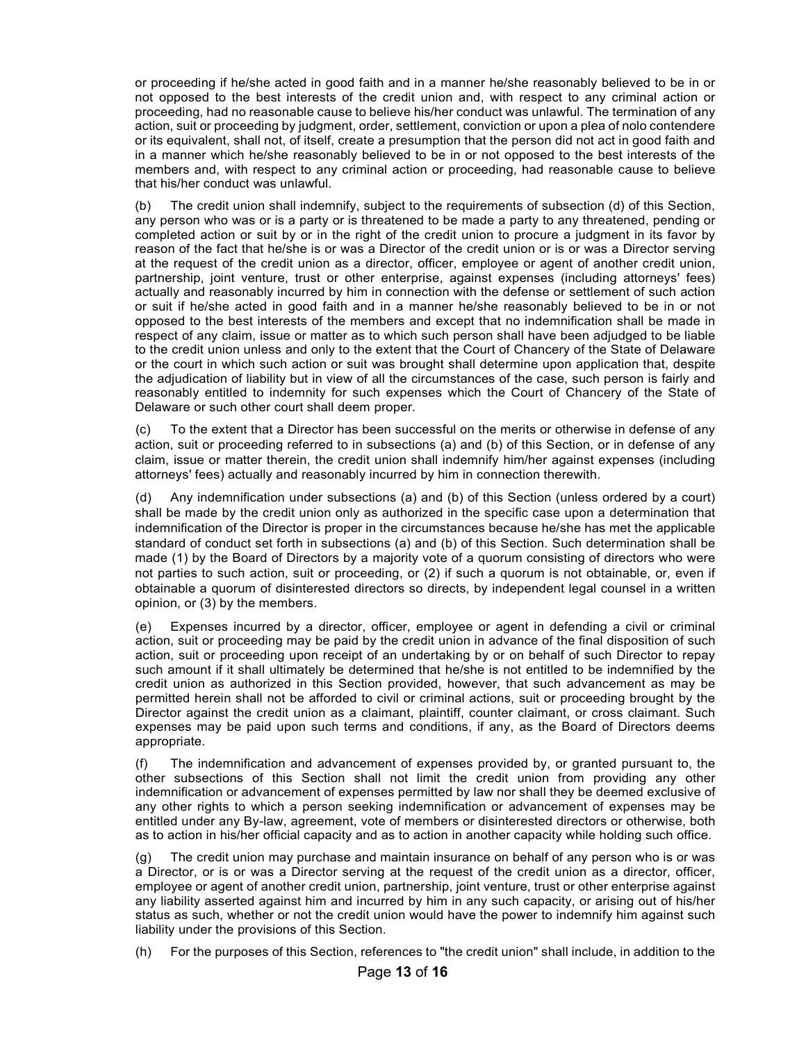or proceeding if he/she acted in good faith and in a manner he/she reasonably believed to be in or not opposed to the best interests of the credit union and, with respect to any criminal action or proceeding, had no reasonable cause to believe his/her conduct was unlawful. The termination of any action, suit or proceeding by judgment, order, settlement, conviction or upon a plea of nolo contendere or its equivalent, shall not, of itself, create a presumption that the person did not act in good faith and in a manner which he/she reasonably believed to be in or not opposed to the best interests of the members and, with respect to any criminal action or proceeding, had reasonable cause to believe that his/her conduct was unlawful.

(b) The credit union shall indemnify, subject to the requirements of subsection (d) of this Section, any person who was or is a party or is threatened to be made a party to any threatened, pending or completed action or suit by or in the right of the credit union to procure a judgment in its favor by reason of the fact that he/she is or was a Director of the credit union or is or was a Director serving at the request of the credit union as a director, officer, employee or agent of another credit union, partnership, joint venture, trust or other enterprise, against expenses (including attorneys' fees) actually and reasonably incurred by him in connection with the defense or settlement of such action or suit if he/she acted in good faith and in a manner he/she reasonably believed to be in or not opposed to the best interests of the members and except that no indemnification shall be made in respect of any claim, issue or matter as to which such person shall have been adjudged to be liable to the credit union unless and only to the extent that the Court of Chancery of the State of Delaware or the court in which such action or suit was brought shall determine upon application that, despite the adjudication of liability but in view of all the circumstances of the case, such person is fairly and reasonably entitled to indemnity for such expenses which the Court of Chancery of the State of Delaware or such other court shall deem proper.

(c) To the extent that a Director has been successful on the merits or otherwise in defense of any action, suit or proceeding referred to in subsections (a) and (b) of this Section, or in defense of any claim, issue or matter therein, the credit union shall indemnify him/her against expenses (including attorneys' fees) actually and reasonably incurred by him in connection therewith.

(d) Any indemnification under subsections (a) and (b) of this Section (unless ordered by a court) shall be made by the credit union only as authorized in the specific case upon a determination that indemnification of the Director is proper in the circumstances because he/she has met the applicable standard of conduct set forth in subsections (a) and (b) of this Section. Such determination shall be made (1) by the Board of Directors by a majority vote of a quorum consisting of directors who were not parties to such action, suit or proceeding, or (2) if such a quorum is not obtainable, or, even if obtainable a quorum of disinterested directors so directs, by independent legal counsel in a written opinion, or (3) by the members.

(e) Expenses incurred by a director, officer, employee or agent in defending a civil or criminal action, suit or proceeding may be paid by the credit union in advance of the final disposition of such action, suit or proceeding upon receipt of an undertaking by or on behalf of such Director to repay such amount if it shall ultimately be determined that he/she is not entitled to be indemnified by the credit union as authorized in this Section provided, however, that such advancement as may be permitted herein shall not be afforded to civil or criminal actions, suit or proceeding brought by the Director against the credit union as a claimant, plaintiff, counter claimant, or cross claimant. Such expenses may be paid upon such terms and conditions, if any, as the Board of Directors deems appropriate.

(f) The indemnification and advancement of expenses provided by, or granted pursuant to, the other subsections of this Section shall not limit the credit union from providing any other indemnification or advancement of expenses permitted by law nor shall they be deemed exclusive of any other rights to which a person seeking indemnification or advancement of expenses may be entitled under any By-law, agreement, vote of members or disinterested directors or otherwise, both as to action in his/her official capacity and as to action in another capacity while holding such office.

(g) The credit union may purchase and maintain insurance on behalf of any person who is or was a Director, or is or was a Director serving at the request of the credit union as a director, officer, employee or agent of another credit union, partnership, joint venture, trust or other enterprise against any liability asserted against him and incurred by him in any such capacity, or arising out of his/her status as such, whether or not the credit union would have the power to indemnify him against such liability under the provisions of this Section.

(h) For the purposes of this Section, references to "the credit union" shall include, in addition to the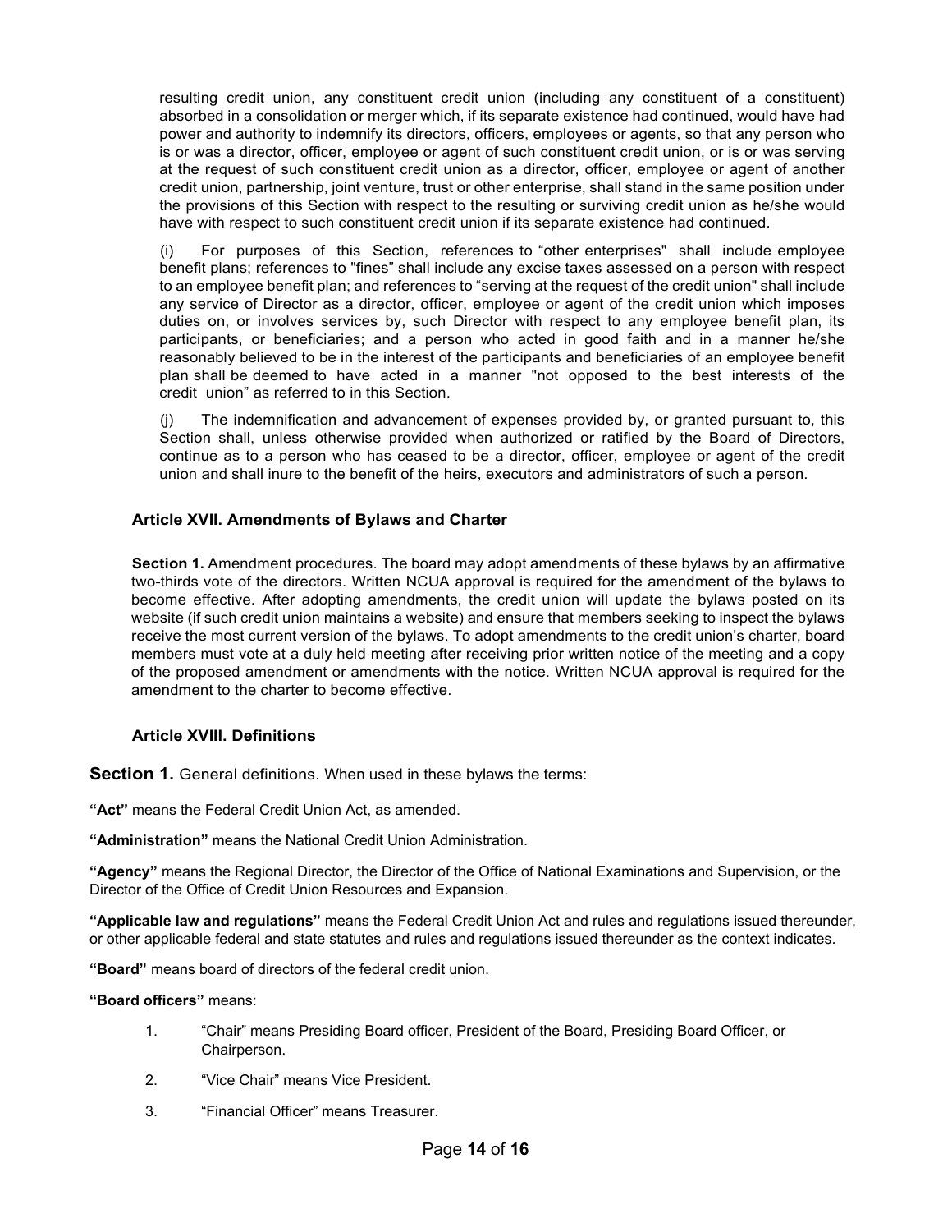resulting credit union, any constituent credit union (including any constituent of a constituent) absorbed in a consolidation or merger which, if its separate existence had continued, would have had power and authority to indemnify its directors, officers, employees or agents, so that any person who is or was a director, officer, employee or agent of such constituent credit union, or is or was serving at the request of such constituent credit union as a director, officer, employee or agent of another credit union, partnership, joint venture, trust or other enterprise, shall stand in the same position under the provisions of this Section with respect to the resulting or surviving credit union as he/she would have with respect to such constituent credit union if its separate existence had continued.

(i) For purposes of this Section, references to "other enterprises" shall include employee benefit plans; references to "fines" shall include any excise taxes assessed on a person with respect to an employee benefit plan; and references to "serving at the request of the credit union" shall include any service of Director as a director, officer, employee or agent of the credit union which imposes duties on, or involves services by, such Director with respect to any employee benefit plan, its participants, or beneficiaries; and a person who acted in good faith and in a manner he/she reasonably believed to be in the interest of the participants and beneficiaries of an employee benefit plan shall be deemed to have acted in a manner "not opposed to the best interests of the credit union" as referred to in this Section.

(j) The indemnification and advancement of expenses provided by, or granted pursuant to, this Section shall, unless otherwise provided when authorized or ratified by the Board of Directors, continue as to a person who has ceased to be a director, officer, employee or agent of the credit union and shall inure to the benefit of the heirs, executors and administrators of such a person.

### Article XVII. Amendments of Bylaws and Charter

**Section 1.** Amendment procedures. The board may adopt amendments of these bylaws by an affirmative two-thirds vote of the directors. Written NCUA approval is required for the amendment of the bylaws to become effective. After adopting amendments, the credit union will update the bylaws posted on its website (if such credit union maintains a website) and ensure that members seeking to inspect the bylaws receive the most current version of the bylaws. To adopt amendments to the credit union's charter, board members must vote at a duly held meeting after receiving prior written notice of the meeting and a copy of the proposed amendment or amendments with the notice. Written NCUA approval is required for the amendment to the charter to become effective.

### Article XVIII. Definitions

**Section 1.** General definitions. When used in these bylaws the terms:

**"Act"** means the Federal Credit Union Act, as amended.

**"Administration"** means the National Credit Union Administration.

**"Agency"** means the Regional Director, the Director of the Office of National Examinations and Supervision, or the Director of the Office of Credit Union Resources and Expansion.

**"Applicable law and regulations"** means the Federal Credit Union Act and rules and regulations issued thereunder, or other applicable federal and state statutes and rules and regulations issued thereunder as the context indicates.

**"Board"** means board of directors of the federal credit union.

**"Board officers"** means:

1. "Chair" means Presiding Board officer, President of the Board, Presiding Board Officer, or Chairperson.
2. "Vice Chair" means Vice President.
3. "Financial Officer" means Treasurer.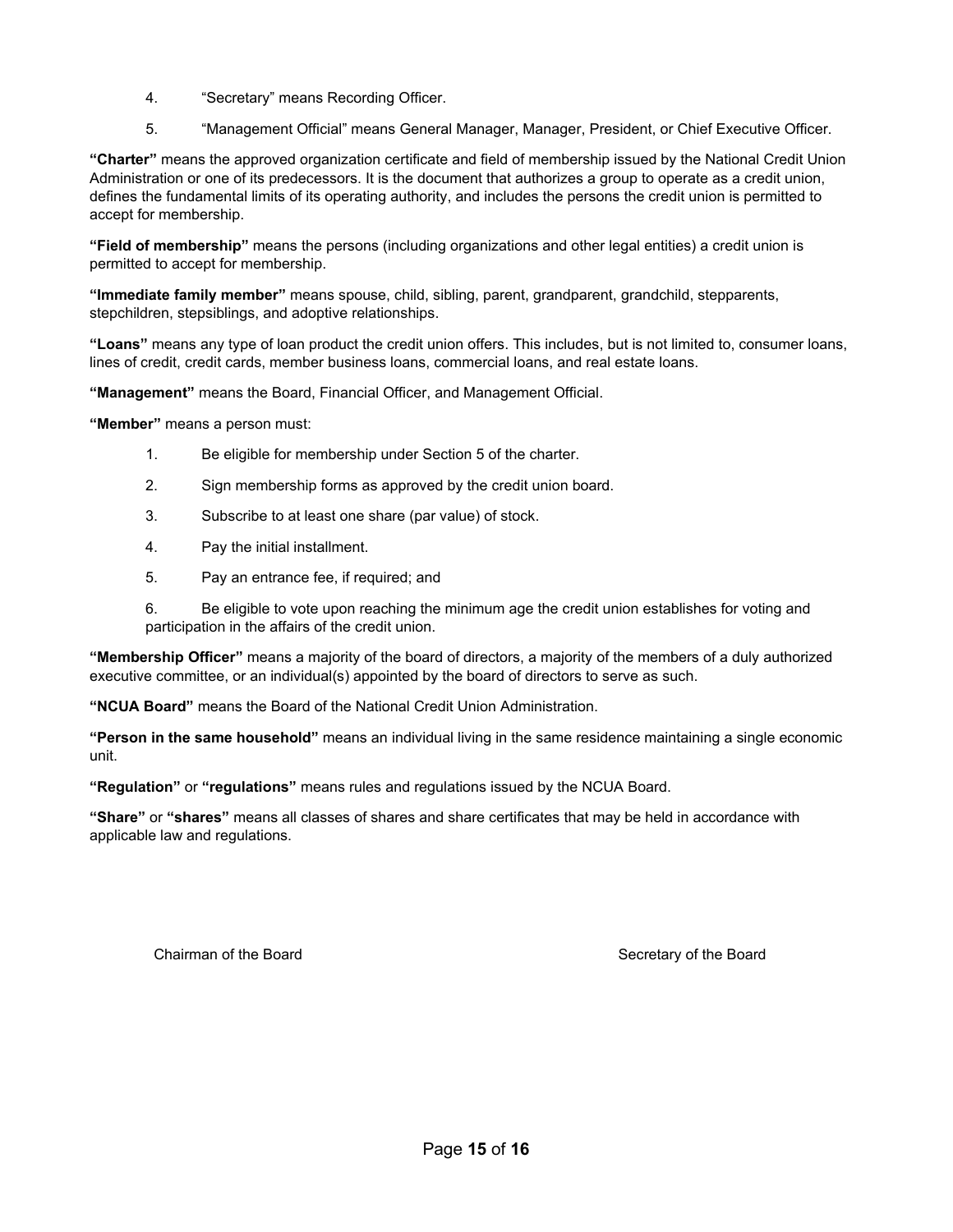4. “Secretary” means Recording Officer.

5. “Management Official” means General Manager, Manager, President, or Chief Executive Officer.

**“Charter”** means the approved organization certificate and field of membership issued by the National Credit Union Administration or one of its predecessors. It is the document that authorizes a group to operate as a credit union, defines the fundamental limits of its operating authority, and includes the persons the credit union is permitted to accept for membership.

**“Field of membership”** means the persons (including organizations and other legal entities) a credit union is permitted to accept for membership.

**“Immediate family member”** means spouse, child, sibling, parent, grandparent, grandchild, stepparents, stepchildren, stepsiblings, and adoptive relationships.

**“Loans”** means any type of loan product the credit union offers. This includes, but is not limited to, consumer loans, lines of credit, credit cards, member business loans, commercial loans, and real estate loans.

**“Management”** means the Board, Financial Officer, and Management Official.

**“Member”** means a person must:

1. Be eligible for membership under Section 5 of the charter.

2. Sign membership forms as approved by the credit union board.

3. Subscribe to at least one share (par value) of stock.

4. Pay the initial installment.

5. Pay an entrance fee, if required; and

6. Be eligible to vote upon reaching the minimum age the credit union establishes for voting and participation in the affairs of the credit union.

**“Membership Officer”** means a majority of the board of directors, a majority of the members of a duly authorized executive committee, or an individual(s) appointed by the board of directors to serve as such.

**“NCUA Board”** means the Board of the National Credit Union Administration.

**“Person in the same household”** means an individual living in the same residence maintaining a single economic unit.

**“Regulation”** or **“regulations”** means rules and regulations issued by the NCUA Board.

**“Share”** or **“shares”** means all classes of shares and share certificates that may be held in accordance with applicable law and regulations.

Chairman of the Board

Secretary of the Board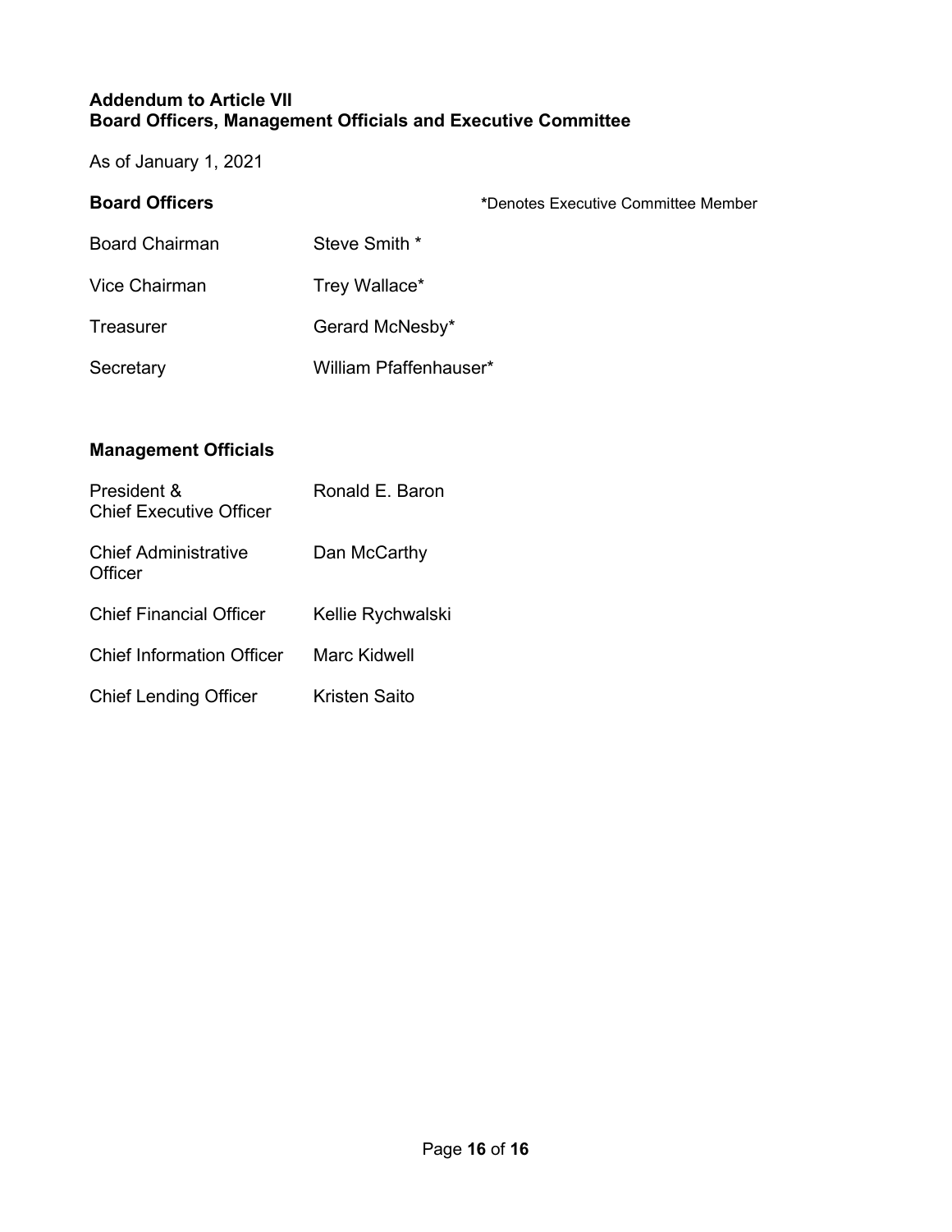**Addendum to Article VII**
**Board Officers, Management Officials and Executive Committee**

As of January 1, 2021

**Board Officers** *Denotes Executive Committee Member

| | |
|---|---|
| Board Chairman | Steve Smith * |
| Vice Chairman | Trey Wallace* |
| Treasurer | Gerard McNesby* |
| Secretary | William Pfaffenhauser* |

**Management Officials**

| | |
|---|---|
| President & Chief Executive Officer | Ronald E. Baron |
| Chief Administrative Officer | Dan McCarthy |
| Chief Financial Officer | Kellie Rychwalski |
| Chief Information Officer | Marc Kidwell |
| Chief Lending Officer | Kristen Saito |